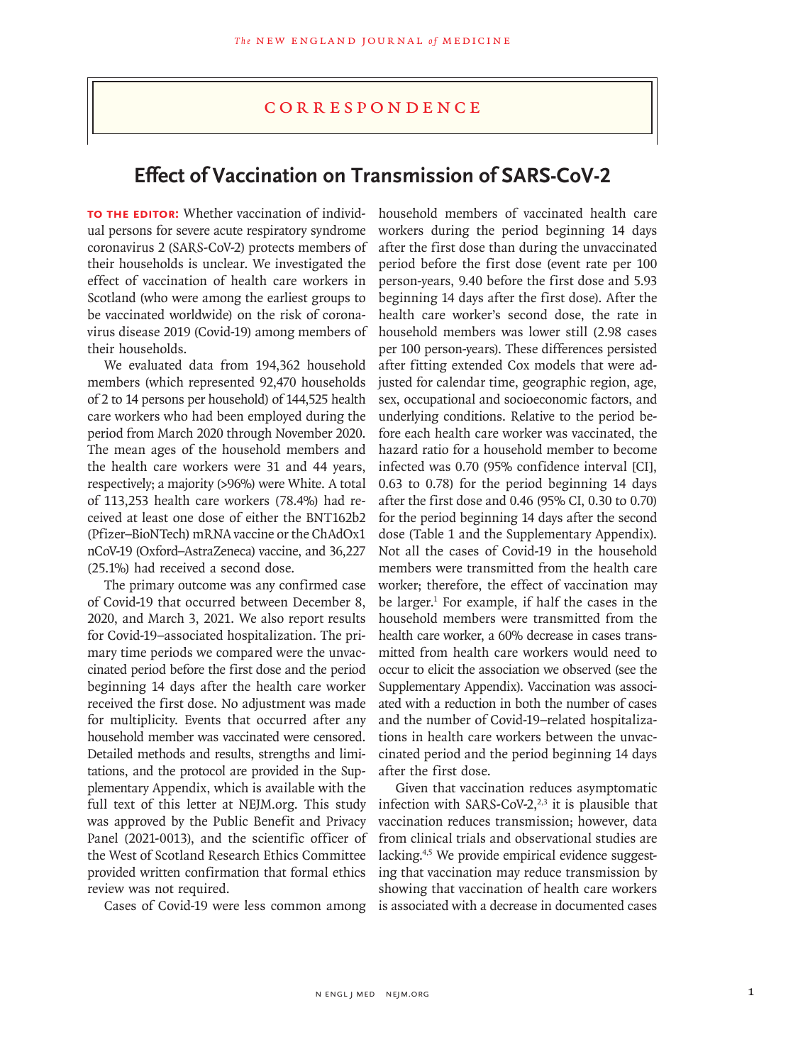# CORRESPONDENCE

## Effect of Vaccination on Transmission of SARS-CoV-2

**TO THE EDITOR:** Whether vaccination of individual persons for severe acute respiratory syndrome coronavirus 2 (SARS-CoV-2) protects members of their households is unclear. We investigated the effect of vaccination of health care workers in Scotland (who were among the earliest groups to be vaccinated worldwide) on the risk of coronavirus disease 2019 (Covid-19) among members of their households.

We evaluated data from 194,362 household members (which represented 92,470 households of 2 to 14 persons per household) of 144,525 health care workers who had been employed during the period from March 2020 through November 2020. The mean ages of the household members and the health care workers were 31 and 44 years, respectively; a majority (>96%) were White. A total of 113,253 health care workers (78.4%) had received at least one dose of either the BNT162b2 (Pfizer–BioNTech) mRNA vaccine or the ChAdOx1 nCoV-19 (Oxford–AstraZeneca) vaccine, and 36,227 (25.1%) had received a second dose.

The primary outcome was any confirmed case of Covid-19 that occurred between December 8, 2020, and March 3, 2021. We also report results for Covid-19–associated hospitalization. The primary time periods we compared were the unvaccinated period before the first dose and the period beginning 14 days after the health care worker received the first dose. No adjustment was made for multiplicity. Events that occurred after any household member was vaccinated were censored. Detailed methods and results, strengths and limitations, and the protocol are provided in the Supplementary Appendix, which is available with the full text of this letter at NEJM.org. This study was approved by the Public Benefit and Privacy Panel (2021-0013), and the scientific officer of the West of Scotland Research Ethics Committee provided written confirmation that formal ethics review was not required.

Cases of Covid-19 were less common among household members of vaccinated health care workers during the period beginning 14 days after the first dose than during the unvaccinated period before the first dose (event rate per 100 person-years, 9.40 before the first dose and 5.93 beginning 14 days after the first dose). After the health care worker's second dose, the rate in household members was lower still (2.98 cases per 100 person-years). These differences persisted after fitting extended Cox models that were adjusted for calendar time, geographic region, age, sex, occupational and socioeconomic factors, and underlying conditions. Relative to the period before each health care worker was vaccinated, the hazard ratio for a household member to become infected was 0.70 (95% confidence interval [CI], 0.63 to 0.78) for the period beginning 14 days after the first dose and 0.46 (95% CI, 0.30 to 0.70) for the period beginning 14 days after the second dose (Table 1 and the Supplementary Appendix). Not all the cases of Covid-19 in the household members were transmitted from the health care worker; therefore, the effect of vaccination may be larger.[1] For example, if half the cases in the household members were transmitted from the health care worker, a 60% decrease in cases transmitted from health care workers would need to occur to elicit the association we observed (see the Supplementary Appendix). Vaccination was associated with a reduction in both the number of cases and the number of Covid-19–related hospitalizations in health care workers between the unvaccinated period and the period beginning 14 days after the first dose.

Given that vaccination reduces asymptomatic infection with SARS-CoV-2,[2,3] it is plausible that vaccination reduces transmission; however, data from clinical trials and observational studies are lacking.[4,5] We provide empirical evidence suggesting that vaccination may reduce transmission by showing that vaccination of health care workers is associated with a decrease in documented cases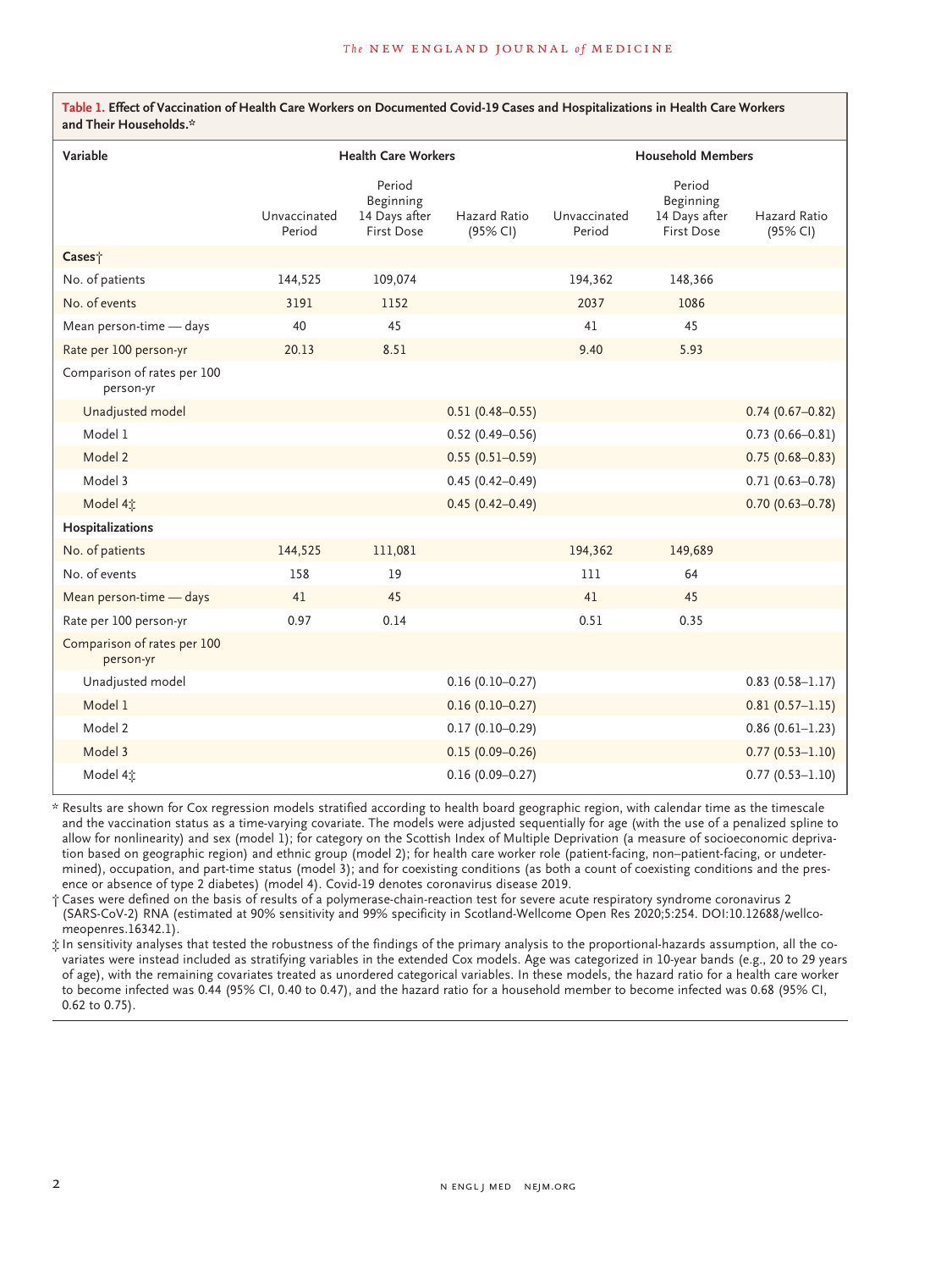**Table 1. Effect of Vaccination of Health Care Workers on Documented Covid-19 Cases and Hospitalizations in Health Care Workers and Their Households.***

| Variable | Health Care Workers | | | Household Members | | |
|---|---|---|---|---|---|---|
| | Unvaccinated Period | Period Beginning 14 Days after First Dose | Hazard Ratio (95% CI) | Unvaccinated Period | Period Beginning 14 Days after First Dose | Hazard Ratio (95% CI) |
| **Cases†** | | | | | | |
| No. of patients | 144,525 | 109,074 | | 194,362 | 148,366 | |
| No. of events | 3191 | 1152 | | 2037 | 1086 | |
| Mean person-time — days | 40 | 45 | | 41 | 45 | |
| Rate per 100 person-yr | 20.13 | 8.51 | | 9.40 | 5.93 | |
| Comparison of rates per 100 person-yr | | | | | | |
| Unadjusted model | | | 0.51 (0.48–0.55) | | | 0.74 (0.67–0.82) |
| Model 1 | | | 0.52 (0.49–0.56) | | | 0.73 (0.66–0.81) |
| Model 2 | | | 0.55 (0.51–0.59) | | | 0.75 (0.68–0.83) |
| Model 3 | | | 0.45 (0.42–0.49) | | | 0.71 (0.63–0.78) |
| Model 4‡ | | | 0.45 (0.42–0.49) | | | 0.70 (0.63–0.78) |
| **Hospitalizations** | | | | | | |
| No. of patients | 144,525 | 111,081 | | 194,362 | 149,689 | |
| No. of events | 158 | 19 | | 111 | 64 | |
| Mean person-time — days | 41 | 45 | | 41 | 45 | |
| Rate per 100 person-yr | 0.97 | 0.14 | | 0.51 | 0.35 | |
| Comparison of rates per 100 person-yr | | | | | | |
| Unadjusted model | | | 0.16 (0.10–0.27) | | | 0.83 (0.58–1.17) |
| Model 1 | | | 0.16 (0.10–0.27) | | | 0.81 (0.57–1.15) |
| Model 2 | | | 0.17 (0.10–0.29) | | | 0.86 (0.61–1.23) |
| Model 3 | | | 0.15 (0.09–0.26) | | | 0.77 (0.53–1.10) |
| Model 4‡ | | | 0.16 (0.09–0.27) | | | 0.77 (0.53–1.10) |

\* Results are shown for Cox regression models stratified according to health board geographic region, with calendar time as the timescale and the vaccination status as a time-varying covariate. The models were adjusted sequentially for age (with the use of a penalized spline to allow for nonlinearity) and sex (model 1); for category on the Scottish Index of Multiple Deprivation (a measure of socioeconomic deprivation based on geographic region) and ethnic group (model 2); for health care worker role (patient-facing, non–patient-facing, or undetermined), occupation, and part-time status (model 3); and for coexisting conditions (as both a count of coexisting conditions and the presence or absence of type 2 diabetes) (model 4). Covid-19 denotes coronavirus disease 2019.

† Cases were defined on the basis of results of a polymerase-chain-reaction test for severe acute respiratory syndrome coronavirus 2 (SARS-CoV-2) RNA (estimated at 90% sensitivity and 99% specificity in Scotland-Wellcome Open Res 2020;5:254. DOI:10.12688/wellcomeopenres.16342.1).

‡ In sensitivity analyses that tested the robustness of the findings of the primary analysis to the proportional-hazards assumption, all the covariates were instead included as stratifying variables in the extended Cox models. Age was categorized in 10-year bands (e.g., 20 to 29 years of age), with the remaining covariates treated as unordered categorical variables. In these models, the hazard ratio for a health care worker to become infected was 0.44 (95% CI, 0.40 to 0.47), and the hazard ratio for a household member to become infected was 0.68 (95% CI, 0.62 to 0.75).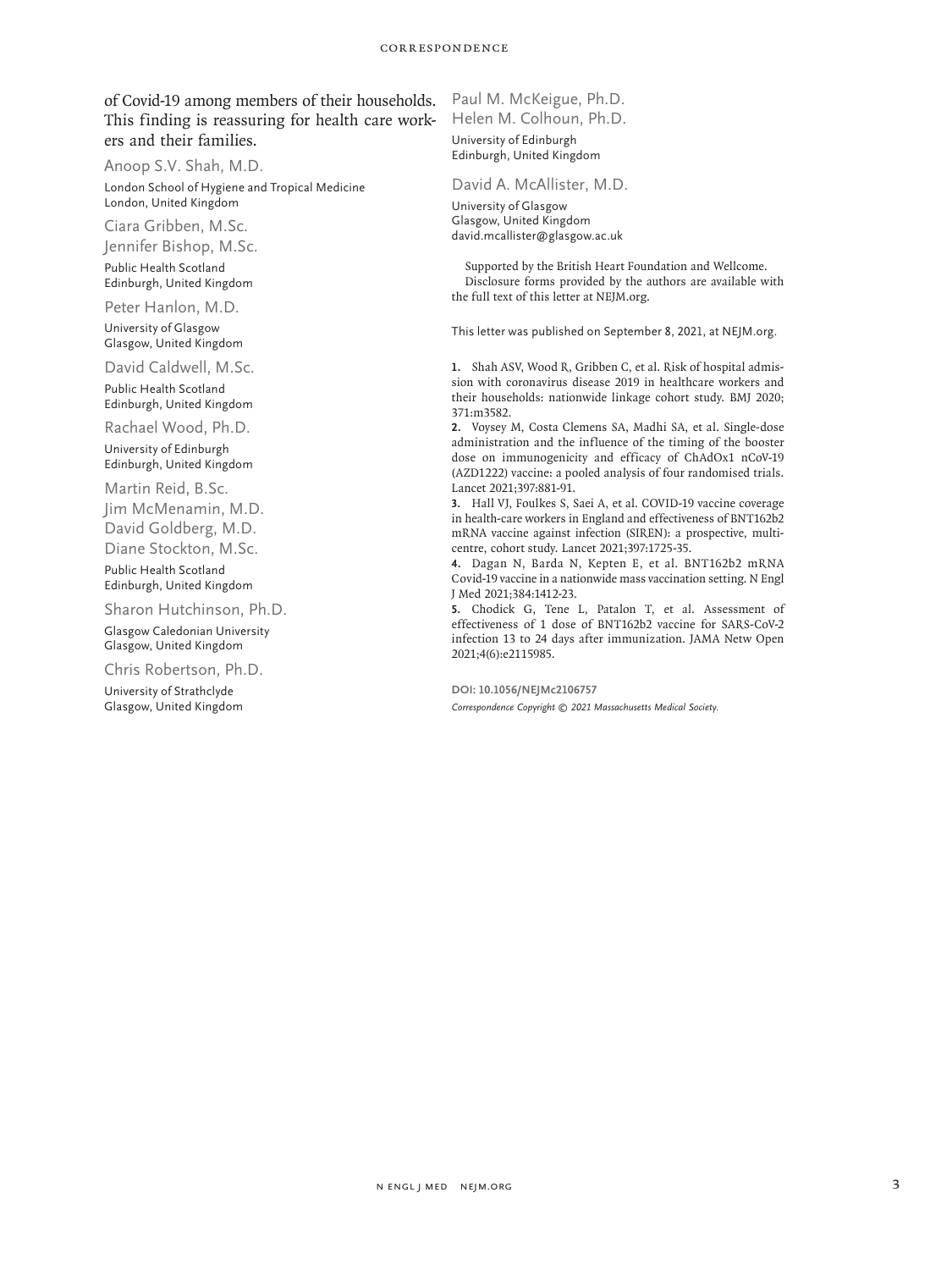of Covid-19 among members of their households. This finding is reassuring for health care workers and their families.

Anoop S.V. Shah, M.D.  
London School of Hygiene and Tropical Medicine  
London, United Kingdom

Ciara Gribben, M.Sc.  
Jennifer Bishop, M.Sc.  
Public Health Scotland  
Edinburgh, United Kingdom

Peter Hanlon, M.D.  
University of Glasgow  
Glasgow, United Kingdom

David Caldwell, M.Sc.  
Public Health Scotland  
Edinburgh, United Kingdom

Rachael Wood, Ph.D.  
University of Edinburgh  
Edinburgh, United Kingdom

Martin Reid, B.Sc.  
Jim McMenamin, M.D.  
David Goldberg, M.D.  
Diane Stockton, M.Sc.  
Public Health Scotland  
Edinburgh, United Kingdom

Sharon Hutchinson, Ph.D.  
Glasgow Caledonian University  
Glasgow, United Kingdom

Chris Robertson, Ph.D.  
University of Strathclyde  
Glasgow, United Kingdom

Paul M. McKeigue, Ph.D.  
Helen M. Colhoun, Ph.D.  
University of Edinburgh  
Edinburgh, United Kingdom

David A. McAllister, M.D.  
University of Glasgow  
Glasgow, United Kingdom  
david.mcallister@glasgow.ac.uk

Supported by the British Heart Foundation and Wellcome.

Disclosure forms provided by the authors are available with the full text of this letter at NEJM.org.

This letter was published on September 8, 2021, at NEJM.org.

1. Shah ASV, Wood R, Gribben C, et al. Risk of hospital admission with coronavirus disease 2019 in healthcare workers and their households: nationwide linkage cohort study. BMJ 2020;371:m3582.
2. Voysey M, Costa Clemens SA, Madhi SA, et al. Single-dose administration and the influence of the timing of the booster dose on immunogenicity and efficacy of ChAdOx1 nCoV-19 (AZD1222) vaccine: a pooled analysis of four randomised trials. Lancet 2021;397:881-91.
3. Hall VJ, Foulkes S, Saei A, et al. COVID-19 vaccine coverage in health-care workers in England and effectiveness of BNT162b2 mRNA vaccine against infection (SIREN): a prospective, multicentre, cohort study. Lancet 2021;397:1725-35.
4. Dagan N, Barda N, Kepten E, et al. BNT162b2 mRNA Covid-19 vaccine in a nationwide mass vaccination setting. N Engl J Med 2021;384:1412-23.
5. Chodick G, Tene L, Patalon T, et al. Assessment of effectiveness of 1 dose of BNT162b2 vaccine for SARS-CoV-2 infection 13 to 24 days after immunization. JAMA Netw Open 2021;4(6):e2115985.

DOI: 10.1056/NEJMc2106757

*Correspondence Copyright © 2021 Massachusetts Medical Society.*